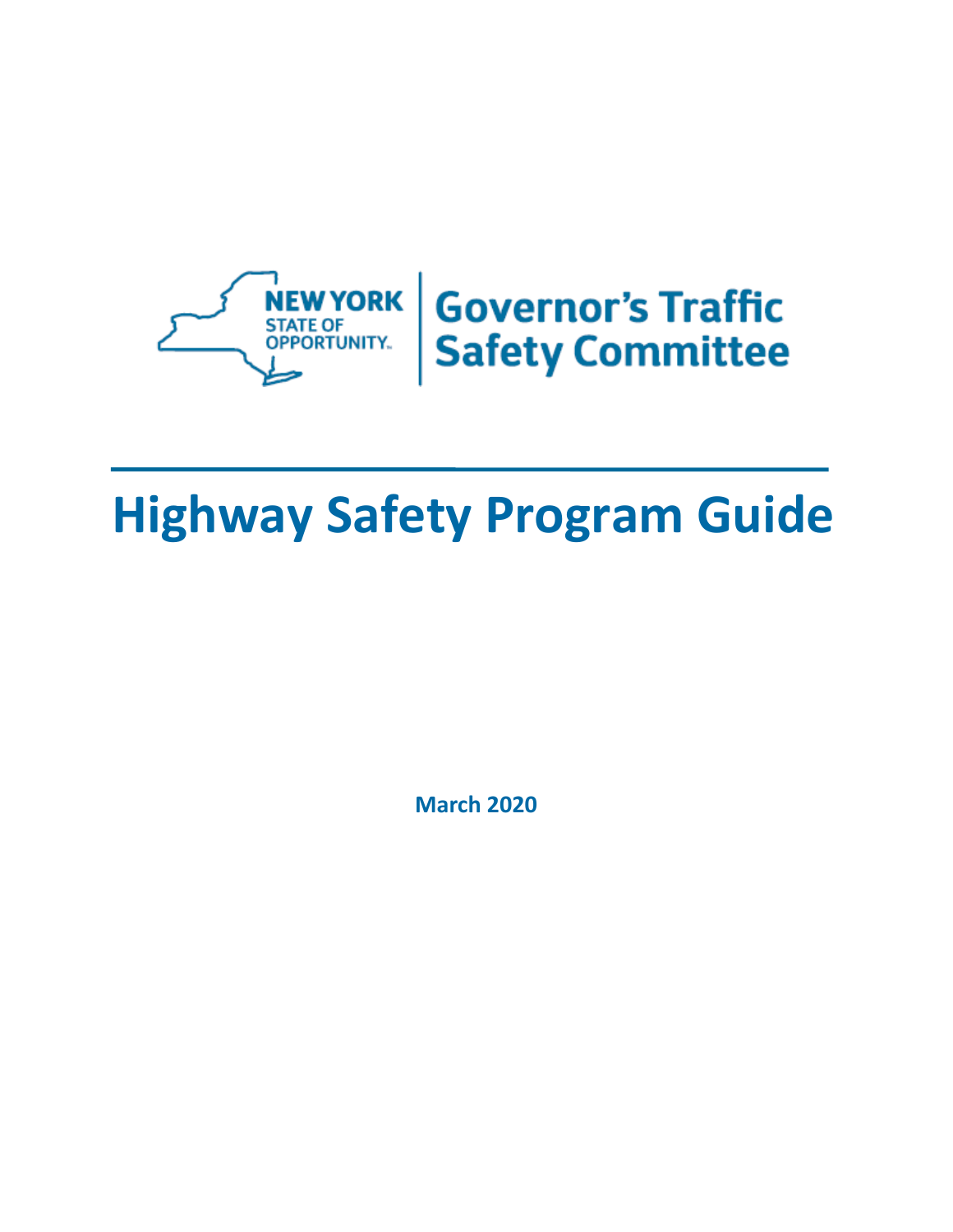NEW YORK
STATE OF
OPPORTUNITY.

Governor's Traffic Safety Committee

# Highway Safety Program Guide

**March 2020**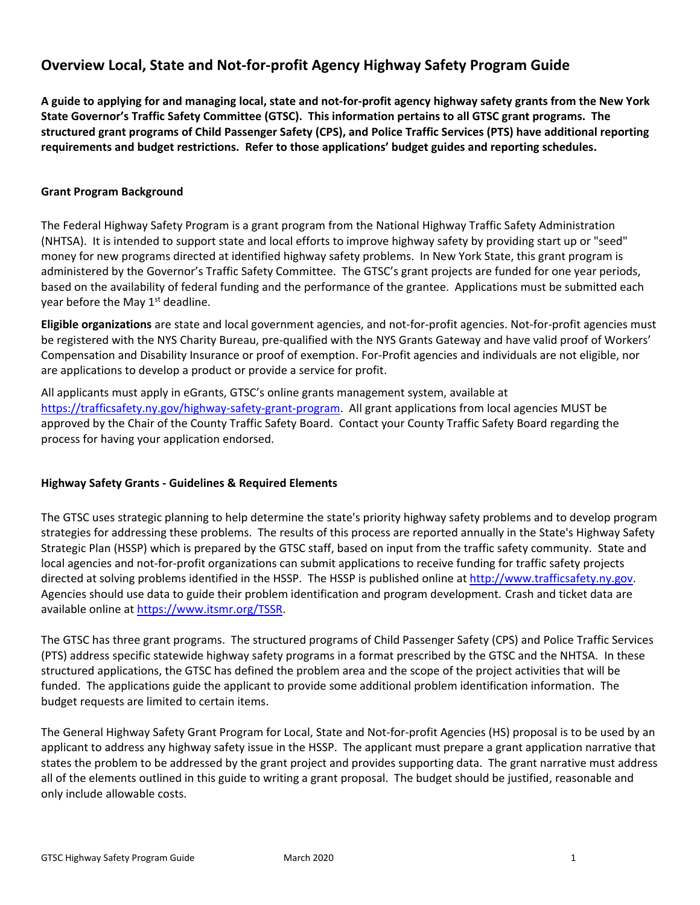# Overview Local, State and Not-for-profit Agency Highway Safety Program Guide

**A guide to applying for and managing local, state and not-for-profit agency highway safety grants from the New York State Governor's Traffic Safety Committee (GTSC). This information pertains to all GTSC grant programs. The structured grant programs of Child Passenger Safety (CPS), and Police Traffic Services (PTS) have additional reporting requirements and budget restrictions. Refer to those applications' budget guides and reporting schedules.**

## Grant Program Background

The Federal Highway Safety Program is a grant program from the National Highway Traffic Safety Administration (NHTSA). It is intended to support state and local efforts to improve highway safety by providing start up or "seed" money for new programs directed at identified highway safety problems. In New York State, this grant program is administered by the Governor's Traffic Safety Committee. The GTSC's grant projects are funded for one year periods, based on the availability of federal funding and the performance of the grantee. Applications must be submitted each year before the May 1st deadline.

**Eligible organizations** are state and local government agencies, and not-for-profit agencies. Not-for-profit agencies must be registered with the NYS Charity Bureau, pre-qualified with the NYS Grants Gateway and have valid proof of Workers' Compensation and Disability Insurance or proof of exemption. For-Profit agencies and individuals are not eligible, nor are applications to develop a product or provide a service for profit.

All applicants must apply in eGrants, GTSC's online grants management system, available at [https://trafficsafety.ny.gov/highway-safety-grant-program](https://trafficsafety.ny.gov/highway-safety-grant-program). All grant applications from local agencies MUST be approved by the Chair of the County Traffic Safety Board. Contact your County Traffic Safety Board regarding the process for having your application endorsed.

## Highway Safety Grants - Guidelines & Required Elements

The GTSC uses strategic planning to help determine the state's priority highway safety problems and to develop program strategies for addressing these problems. The results of this process are reported annually in the State's Highway Safety Strategic Plan (HSSP) which is prepared by the GTSC staff, based on input from the traffic safety community. State and local agencies and not-for-profit organizations can submit applications to receive funding for traffic safety projects directed at solving problems identified in the HSSP. The HSSP is published online at [http://www.trafficsafety.ny.gov](http://www.trafficsafety.ny.gov). Agencies should use data to guide their problem identification and program development. Crash and ticket data are available online at [https://www.itsmr.org/TSSR](https://www.itsmr.org/TSSR).

The GTSC has three grant programs. The structured programs of Child Passenger Safety (CPS) and Police Traffic Services (PTS) address specific statewide highway safety programs in a format prescribed by the GTSC and the NHTSA. In these structured applications, the GTSC has defined the problem area and the scope of the project activities that will be funded. The applications guide the applicant to provide some additional problem identification information. The budget requests are limited to certain items.

The General Highway Safety Grant Program for Local, State and Not-for-profit Agencies (HS) proposal is to be used by an applicant to address any highway safety issue in the HSSP. The applicant must prepare a grant application narrative that states the problem to be addressed by the grant project and provides supporting data. The grant narrative must address all of the elements outlined in this guide to writing a grant proposal. The budget should be justified, reasonable and only include allowable costs.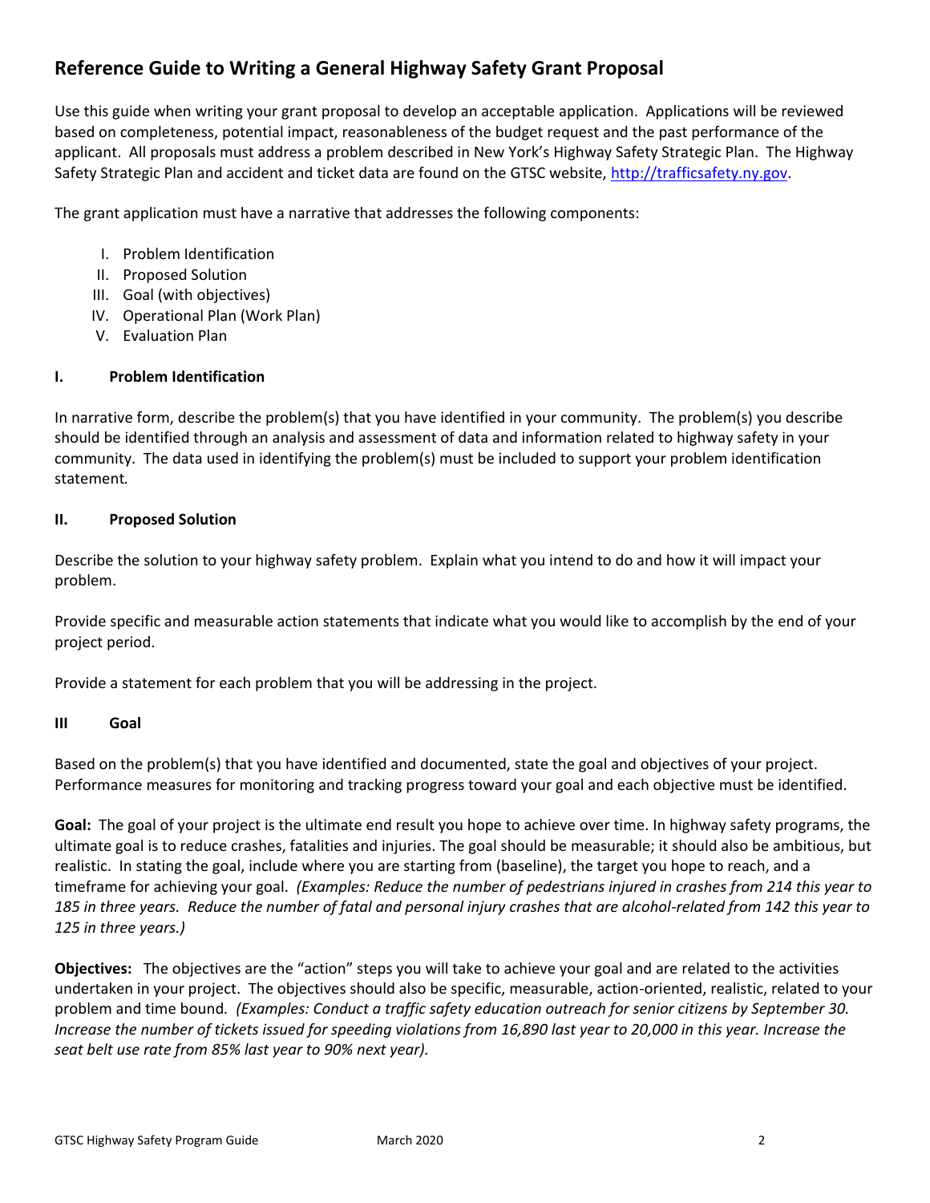## Reference Guide to Writing a General Highway Safety Grant Proposal

Use this guide when writing your grant proposal to develop an acceptable application. Applications will be reviewed based on completeness, potential impact, reasonableness of the budget request and the past performance of the applicant. All proposals must address a problem described in New York's Highway Safety Strategic Plan. The Highway Safety Strategic Plan and accident and ticket data are found on the GTSC website, http://trafficsafety.ny.gov.

The grant application must have a narrative that addresses the following components:

I. Problem Identification
II. Proposed Solution
III. Goal (with objectives)
IV. Operational Plan (Work Plan)
V. Evaluation Plan

### I. Problem Identification

In narrative form, describe the problem(s) that you have identified in your community. The problem(s) you describe should be identified through an analysis and assessment of data and information related to highway safety in your community. The data used in identifying the problem(s) must be included to support your problem identification statement*.*

### II. Proposed Solution

Describe the solution to your highway safety problem. Explain what you intend to do and how it will impact your problem.

Provide specific and measurable action statements that indicate what you would like to accomplish by the end of your project period.

Provide a statement for each problem that you will be addressing in the project.

### III Goal

Based on the problem(s) that you have identified and documented, state the goal and objectives of your project. Performance measures for monitoring and tracking progress toward your goal and each objective must be identified.

**Goal:** The goal of your project is the ultimate end result you hope to achieve over time. In highway safety programs, the ultimate goal is to reduce crashes, fatalities and injuries. The goal should be measurable; it should also be ambitious, but realistic. In stating the goal, include where you are starting from (baseline), the target you hope to reach, and a timeframe for achieving your goal. *(Examples: Reduce the number of pedestrians injured in crashes from 214 this year to 185 in three years. Reduce the number of fatal and personal injury crashes that are alcohol-related from 142 this year to 125 in three years.)*

**Objectives:** The objectives are the "action" steps you will take to achieve your goal and are related to the activities undertaken in your project. The objectives should also be specific, measurable, action-oriented, realistic, related to your problem and time bound*. (Examples: Conduct a traffic safety education outreach for senior citizens by September 30. Increase the number of tickets issued for speeding violations from 16,890 last year to 20,000 in this year. Increase the seat belt use rate from 85% last year to 90% next year).*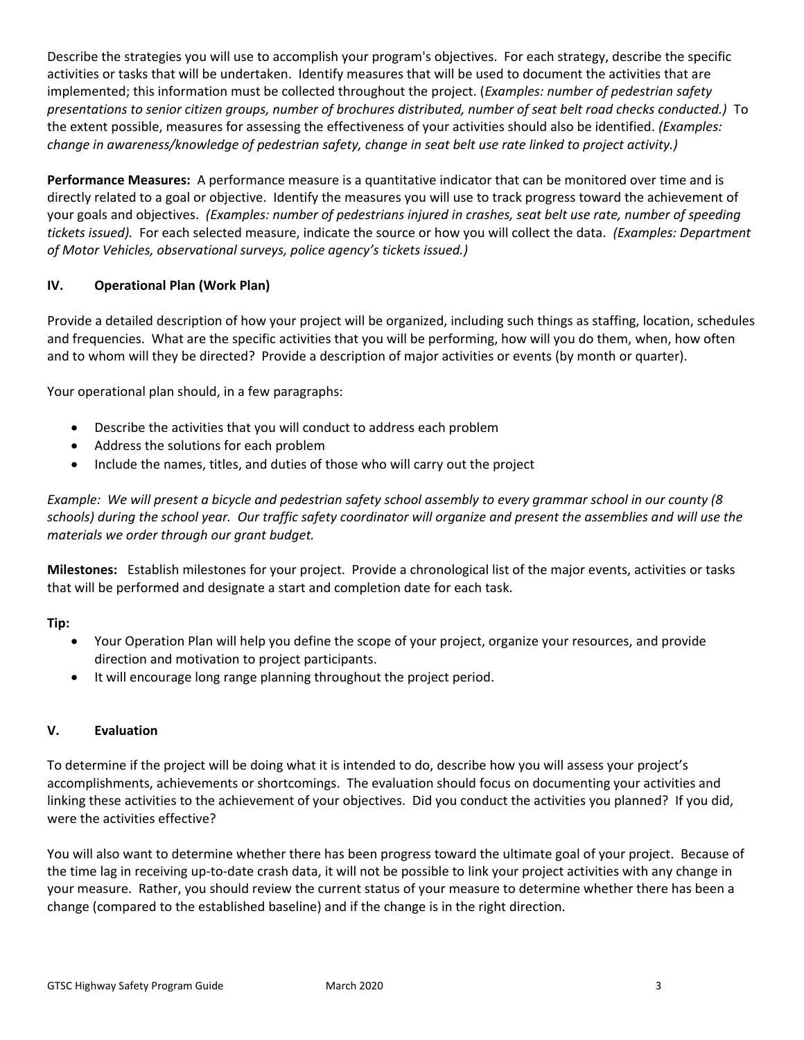Describe the strategies you will use to accomplish your program's objectives. For each strategy, describe the specific activities or tasks that will be undertaken. Identify measures that will be used to document the activities that are implemented; this information must be collected throughout the project. (*Examples: number of pedestrian safety presentations to senior citizen groups, number of brochures distributed, number of seat belt road checks conducted.)* To the extent possible, measures for assessing the effectiveness of your activities should also be identified. *(Examples: change in awareness/knowledge of pedestrian safety, change in seat belt use rate linked to project activity.)*

**Performance Measures:** A performance measure is a quantitative indicator that can be monitored over time and is directly related to a goal or objective. Identify the measures you will use to track progress toward the achievement of your goals and objectives. *(Examples: number of pedestrians injured in crashes, seat belt use rate, number of speeding tickets issued).* For each selected measure, indicate the source or how you will collect the data. *(Examples: Department of Motor Vehicles, observational surveys, police agency's tickets issued.)*

## IV. Operational Plan (Work Plan)

Provide a detailed description of how your project will be organized, including such things as staffing, location, schedules and frequencies. What are the specific activities that you will be performing, how will you do them, when, how often and to whom will they be directed? Provide a description of major activities or events (by month or quarter).

Your operational plan should, in a few paragraphs:

- Describe the activities that you will conduct to address each problem
- Address the solutions for each problem
- Include the names, titles, and duties of those who will carry out the project

*Example: We will present a bicycle and pedestrian safety school assembly to every grammar school in our county (8 schools) during the school year. Our traffic safety coordinator will organize and present the assemblies and will use the materials we order through our grant budget.*

**Milestones:** Establish milestones for your project. Provide a chronological list of the major events, activities or tasks that will be performed and designate a start and completion date for each task.

**Tip:**

- Your Operation Plan will help you define the scope of your project, organize your resources, and provide direction and motivation to project participants.
- It will encourage long range planning throughout the project period.

## V. Evaluation

To determine if the project will be doing what it is intended to do, describe how you will assess your project's accomplishments, achievements or shortcomings. The evaluation should focus on documenting your activities and linking these activities to the achievement of your objectives. Did you conduct the activities you planned? If you did, were the activities effective?

You will also want to determine whether there has been progress toward the ultimate goal of your project. Because of the time lag in receiving up-to-date crash data, it will not be possible to link your project activities with any change in your measure. Rather, you should review the current status of your measure to determine whether there has been a change (compared to the established baseline) and if the change is in the right direction.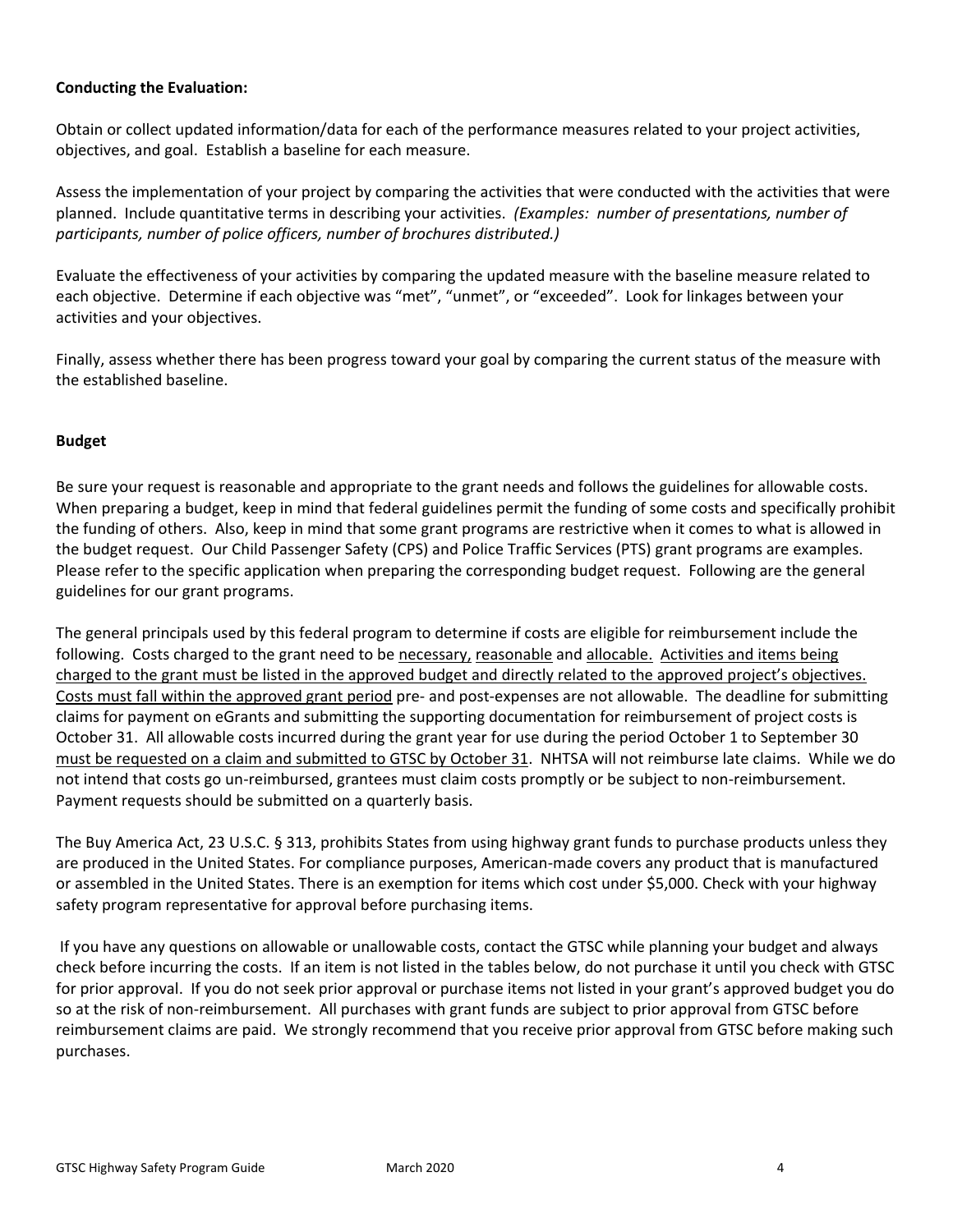**Conducting the Evaluation:**

Obtain or collect updated information/data for each of the performance measures related to your project activities, objectives, and goal. Establish a baseline for each measure.

Assess the implementation of your project by comparing the activities that were conducted with the activities that were planned. Include quantitative terms in describing your activities. *(Examples: number of presentations, number of participants, number of police officers, number of brochures distributed.)*

Evaluate the effectiveness of your activities by comparing the updated measure with the baseline measure related to each objective. Determine if each objective was "met", "unmet", or "exceeded". Look for linkages between your activities and your objectives.

Finally, assess whether there has been progress toward your goal by comparing the current status of the measure with the established baseline.

**Budget**

Be sure your request is reasonable and appropriate to the grant needs and follows the guidelines for allowable costs. When preparing a budget, keep in mind that federal guidelines permit the funding of some costs and specifically prohibit the funding of others. Also, keep in mind that some grant programs are restrictive when it comes to what is allowed in the budget request. Our Child Passenger Safety (CPS) and Police Traffic Services (PTS) grant programs are examples. Please refer to the specific application when preparing the corresponding budget request. Following are the general guidelines for our grant programs.

The general principals used by this federal program to determine if costs are eligible for reimbursement include the following. Costs charged to the grant need to be <u>necessary,</u> <u>reasonable</u> and <u>allocable.</u> <u>Activities and items being charged to the grant must be listed in the approved budget and directly related to the approved project's objectives.</u> <u>Costs must fall within the approved grant period</u> pre- and post-expenses are not allowable. The deadline for submitting claims for payment on eGrants and submitting the supporting documentation for reimbursement of project costs is October 31. All allowable costs incurred during the grant year for use during the period October 1 to September 30 <u>must be requested on a claim and submitted to GTSC by October 31</u>. NHTSA will not reimburse late claims. While we do not intend that costs go un-reimbursed, grantees must claim costs promptly or be subject to non-reimbursement. Payment requests should be submitted on a quarterly basis.

The Buy America Act, 23 U.S.C. § 313, prohibits States from using highway grant funds to purchase products unless they are produced in the United States. For compliance purposes, American-made covers any product that is manufactured or assembled in the United States. There is an exemption for items which cost under $5,000. Check with your highway safety program representative for approval before purchasing items.

If you have any questions on allowable or unallowable costs, contact the GTSC while planning your budget and always check before incurring the costs. If an item is not listed in the tables below, do not purchase it until you check with GTSC for prior approval. If you do not seek prior approval or purchase items not listed in your grant's approved budget you do so at the risk of non-reimbursement. All purchases with grant funds are subject to prior approval from GTSC before reimbursement claims are paid. We strongly recommend that you receive prior approval from GTSC before making such purchases.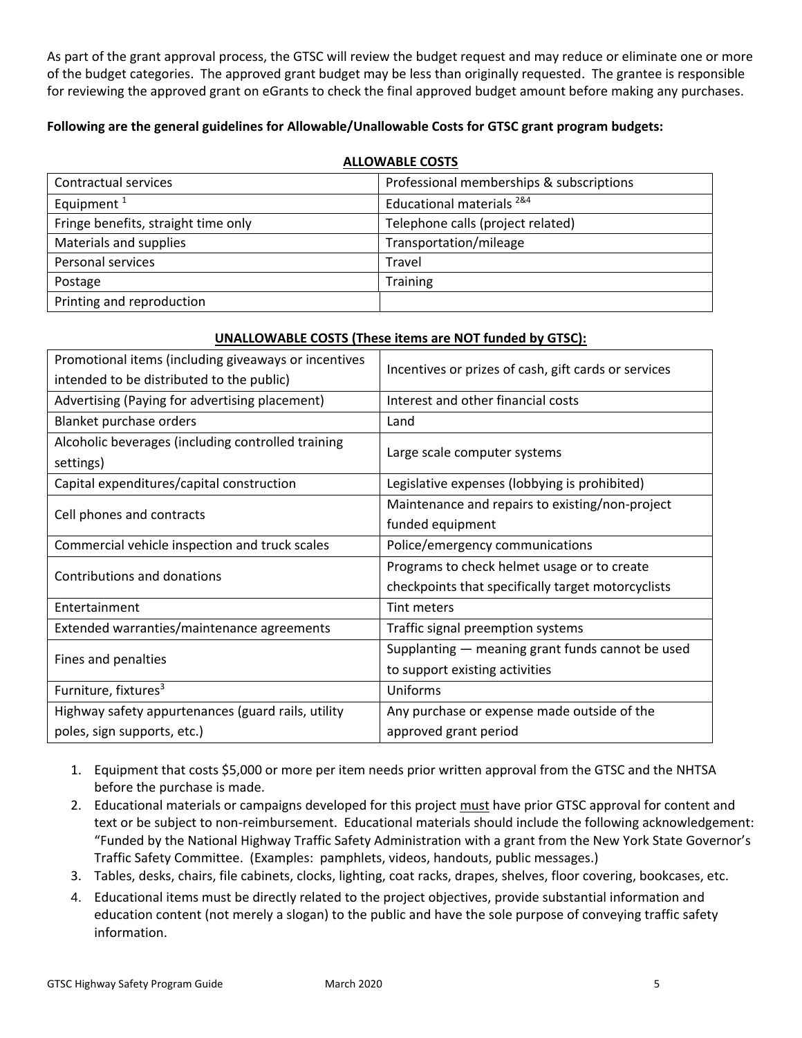As part of the grant approval process, the GTSC will review the budget request and may reduce or eliminate one or more of the budget categories. The approved grant budget may be less than originally requested. The grantee is responsible for reviewing the approved grant on eGrants to check the final approved budget amount before making any purchases.

**Following are the general guidelines for Allowable/Unallowable Costs for GTSC grant program budgets:**

**ALLOWABLE COSTS**

| | |
|---|---|
| Contractual services | Professional memberships & subscriptions |
| Equipment [1] | Educational materials [2&4] |
| Fringe benefits, straight time only | Telephone calls (project related) |
| Materials and supplies | Transportation/mileage |
| Personal services | Travel |
| Postage | Training |
| Printing and reproduction | |

**UNALLOWABLE COSTS (These items are NOT funded by GTSC):**

| | |
|---|---|
| Promotional items (including giveaways or incentives intended to be distributed to the public) | Incentives or prizes of cash, gift cards or services |
| Advertising (Paying for advertising placement) | Interest and other financial costs |
| Blanket purchase orders | Land |
| Alcoholic beverages (including controlled training settings) | Large scale computer systems |
| Capital expenditures/capital construction | Legislative expenses (lobbying is prohibited) |
| Cell phones and contracts | Maintenance and repairs to existing/non-project funded equipment |
| Commercial vehicle inspection and truck scales | Police/emergency communications |
| Contributions and donations | Programs to check helmet usage or to create checkpoints that specifically target motorcyclists |
| Entertainment | Tint meters |
| Extended warranties/maintenance agreements | Traffic signal preemption systems |
| Fines and penalties | Supplanting — meaning grant funds cannot be used to support existing activities |
| Furniture, fixtures[3] | Uniforms |
| Highway safety appurtenances (guard rails, utility poles, sign supports, etc.) | Any purchase or expense made outside of the approved grant period |

1. Equipment that costs $5,000 or more per item needs prior written approval from the GTSC and the NHTSA before the purchase is made.
2. Educational materials or campaigns developed for this project must have prior GTSC approval for content and text or be subject to non-reimbursement. Educational materials should include the following acknowledgement: "Funded by the National Highway Traffic Safety Administration with a grant from the New York State Governor's Traffic Safety Committee. (Examples: pamphlets, videos, handouts, public messages.)
3. Tables, desks, chairs, file cabinets, clocks, lighting, coat racks, drapes, shelves, floor covering, bookcases, etc.
4. Educational items must be directly related to the project objectives, provide substantial information and education content (not merely a slogan) to the public and have the sole purpose of conveying traffic safety information.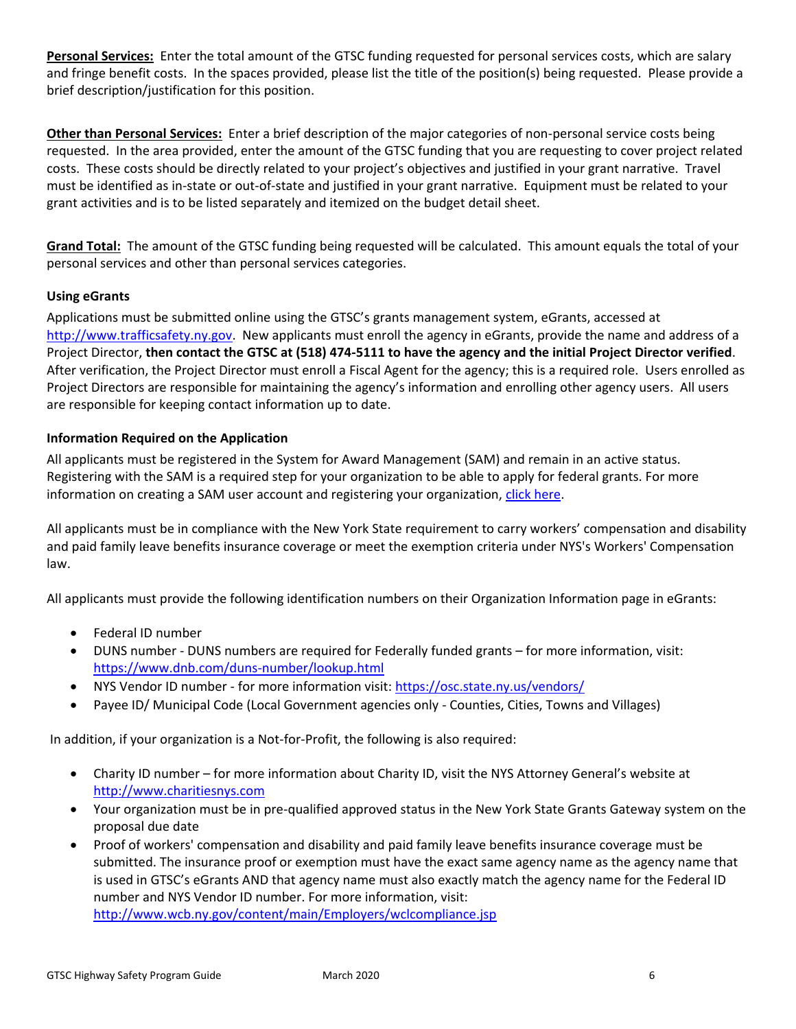**Personal Services:** Enter the total amount of the GTSC funding requested for personal services costs, which are salary and fringe benefit costs. In the spaces provided, please list the title of the position(s) being requested. Please provide a brief description/justification for this position.

**Other than Personal Services:** Enter a brief description of the major categories of non-personal service costs being requested. In the area provided, enter the amount of the GTSC funding that you are requesting to cover project related costs. These costs should be directly related to your project's objectives and justified in your grant narrative. Travel must be identified as in-state or out-of-state and justified in your grant narrative. Equipment must be related to your grant activities and is to be listed separately and itemized on the budget detail sheet.

**Grand Total:** The amount of the GTSC funding being requested will be calculated. This amount equals the total of your personal services and other than personal services categories.

**Using eGrants**

Applications must be submitted online using the GTSC's grants management system, eGrants, accessed at http://www.trafficsafety.ny.gov. New applicants must enroll the agency in eGrants, provide the name and address of a Project Director, **then contact the GTSC at (518) 474-5111 to have the agency and the initial Project Director verified**. After verification, the Project Director must enroll a Fiscal Agent for the agency; this is a required role. Users enrolled as Project Directors are responsible for maintaining the agency's information and enrolling other agency users. All users are responsible for keeping contact information up to date.

**Information Required on the Application**

All applicants must be registered in the System for Award Management (SAM) and remain in an active status. Registering with the SAM is a required step for your organization to be able to apply for federal grants. For more information on creating a SAM user account and registering your organization, click here.

All applicants must be in compliance with the New York State requirement to carry workers' compensation and disability and paid family leave benefits insurance coverage or meet the exemption criteria under NYS's Workers' Compensation law.

All applicants must provide the following identification numbers on their Organization Information page in eGrants:

- Federal ID number
- DUNS number - DUNS numbers are required for Federally funded grants – for more information, visit: https://www.dnb.com/duns-number/lookup.html
- NYS Vendor ID number - for more information visit: https://osc.state.ny.us/vendors/
- Payee ID/ Municipal Code (Local Government agencies only - Counties, Cities, Towns and Villages)

In addition, if your organization is a Not-for-Profit, the following is also required:

- Charity ID number – for more information about Charity ID, visit the NYS Attorney General's website at http://www.charitiesnys.com
- Your organization must be in pre-qualified approved status in the New York State Grants Gateway system on the proposal due date
- Proof of workers' compensation and disability and paid family leave benefits insurance coverage must be submitted. The insurance proof or exemption must have the exact same agency name as the agency name that is used in GTSC's eGrants AND that agency name must also exactly match the agency name for the Federal ID number and NYS Vendor ID number. For more information, visit: http://www.wcb.ny.gov/content/main/Employers/wclcompliance.jsp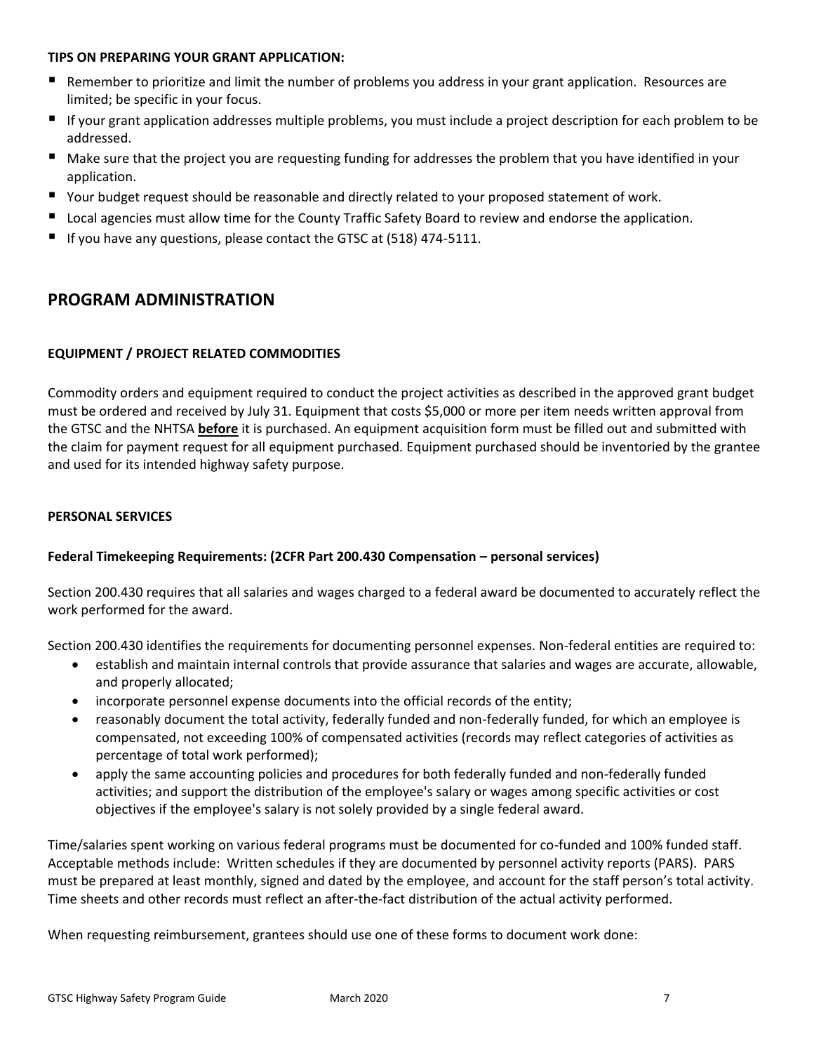**TIPS ON PREPARING YOUR GRANT APPLICATION:**

- Remember to prioritize and limit the number of problems you address in your grant application. Resources are limited; be specific in your focus.
- If your grant application addresses multiple problems, you must include a project description for each problem to be addressed.
- Make sure that the project you are requesting funding for addresses the problem that you have identified in your application.
- Your budget request should be reasonable and directly related to your proposed statement of work.
- Local agencies must allow time for the County Traffic Safety Board to review and endorse the application.
- If you have any questions, please contact the GTSC at (518) 474-5111.

## PROGRAM ADMINISTRATION

### EQUIPMENT / PROJECT RELATED COMMODITIES

Commodity orders and equipment required to conduct the project activities as described in the approved grant budget must be ordered and received by July 31. Equipment that costs $5,000 or more per item needs written approval from the GTSC and the NHTSA **before** it is purchased. An equipment acquisition form must be filled out and submitted with the claim for payment request for all equipment purchased. Equipment purchased should be inventoried by the grantee and used for its intended highway safety purpose.

### PERSONAL SERVICES

**Federal Timekeeping Requirements: (2CFR Part 200.430 Compensation – personal services)**

Section 200.430 requires that all salaries and wages charged to a federal award be documented to accurately reflect the work performed for the award.

Section 200.430 identifies the requirements for documenting personnel expenses. Non-federal entities are required to:

- establish and maintain internal controls that provide assurance that salaries and wages are accurate, allowable, and properly allocated;
- incorporate personnel expense documents into the official records of the entity;
- reasonably document the total activity, federally funded and non-federally funded, for which an employee is compensated, not exceeding 100% of compensated activities (records may reflect categories of activities as percentage of total work performed);
- apply the same accounting policies and procedures for both federally funded and non-federally funded activities; and support the distribution of the employee's salary or wages among specific activities or cost objectives if the employee's salary is not solely provided by a single federal award.

Time/salaries spent working on various federal programs must be documented for co-funded and 100% funded staff. Acceptable methods include: Written schedules if they are documented by personnel activity reports (PARS). PARS must be prepared at least monthly, signed and dated by the employee, and account for the staff person's total activity. Time sheets and other records must reflect an after-the-fact distribution of the actual activity performed.

When requesting reimbursement, grantees should use one of these forms to document work done: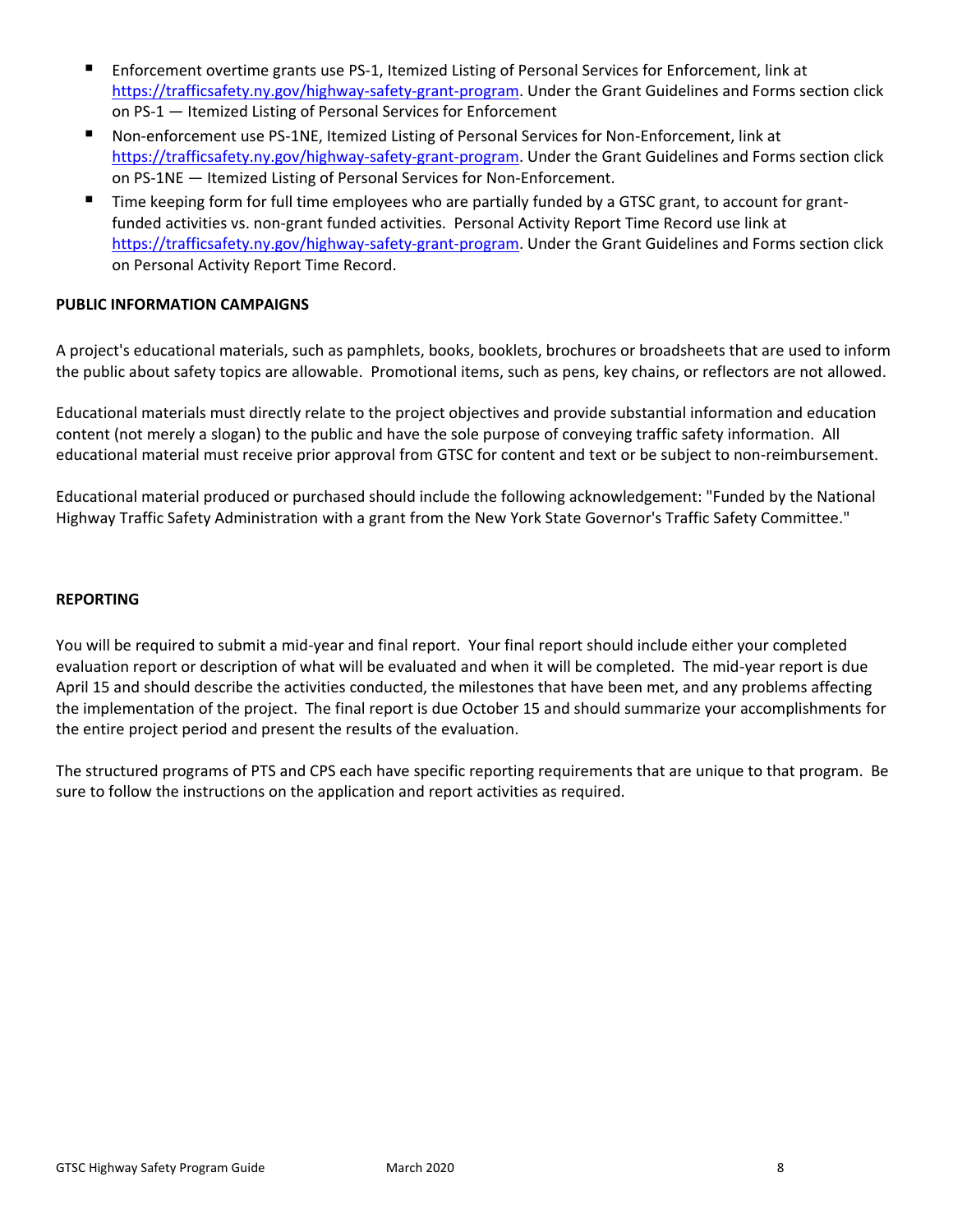- Enforcement overtime grants use PS-1, Itemized Listing of Personal Services for Enforcement, link at https://trafficsafety.ny.gov/highway-safety-grant-program. Under the Grant Guidelines and Forms section click on PS-1 — Itemized Listing of Personal Services for Enforcement
- Non-enforcement use PS-1NE, Itemized Listing of Personal Services for Non-Enforcement, link at https://trafficsafety.ny.gov/highway-safety-grant-program. Under the Grant Guidelines and Forms section click on PS-1NE — Itemized Listing of Personal Services for Non-Enforcement.
- Time keeping form for full time employees who are partially funded by a GTSC grant, to account for grant-funded activities vs. non-grant funded activities. Personal Activity Report Time Record use link at https://trafficsafety.ny.gov/highway-safety-grant-program. Under the Grant Guidelines and Forms section click on Personal Activity Report Time Record.

**PUBLIC INFORMATION CAMPAIGNS**

A project's educational materials, such as pamphlets, books, booklets, brochures or broadsheets that are used to inform the public about safety topics are allowable. Promotional items, such as pens, key chains, or reflectors are not allowed.

Educational materials must directly relate to the project objectives and provide substantial information and education content (not merely a slogan) to the public and have the sole purpose of conveying traffic safety information. All educational material must receive prior approval from GTSC for content and text or be subject to non-reimbursement.

Educational material produced or purchased should include the following acknowledgement: "Funded by the National Highway Traffic Safety Administration with a grant from the New York State Governor's Traffic Safety Committee."

**REPORTING**

You will be required to submit a mid-year and final report. Your final report should include either your completed evaluation report or description of what will be evaluated and when it will be completed. The mid-year report is due April 15 and should describe the activities conducted, the milestones that have been met, and any problems affecting the implementation of the project. The final report is due October 15 and should summarize your accomplishments for the entire project period and present the results of the evaluation.

The structured programs of PTS and CPS each have specific reporting requirements that are unique to that program. Be sure to follow the instructions on the application and report activities as required.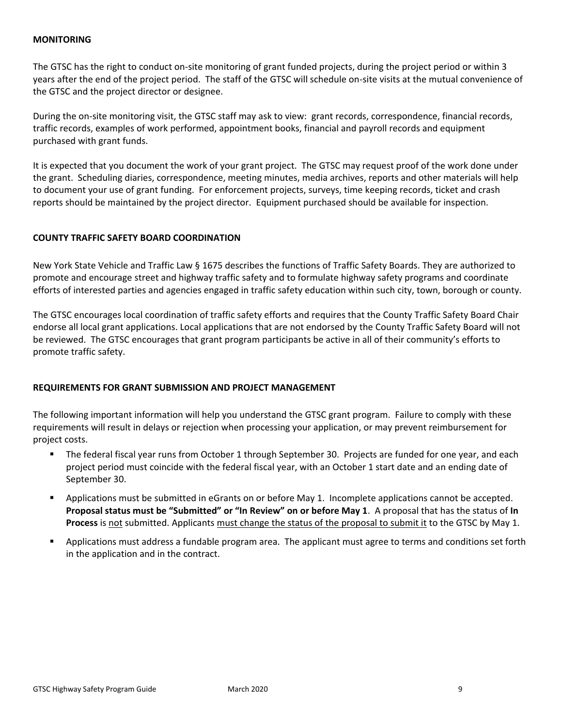## MONITORING

The GTSC has the right to conduct on-site monitoring of grant funded projects, during the project period or within 3 years after the end of the project period. The staff of the GTSC will schedule on-site visits at the mutual convenience of the GTSC and the project director or designee.

During the on-site monitoring visit, the GTSC staff may ask to view: grant records, correspondence, financial records, traffic records, examples of work performed, appointment books, financial and payroll records and equipment purchased with grant funds.

It is expected that you document the work of your grant project. The GTSC may request proof of the work done under the grant. Scheduling diaries, correspondence, meeting minutes, media archives, reports and other materials will help to document your use of grant funding. For enforcement projects, surveys, time keeping records, ticket and crash reports should be maintained by the project director. Equipment purchased should be available for inspection.

## COUNTY TRAFFIC SAFETY BOARD COORDINATION

New York State Vehicle and Traffic Law § 1675 describes the functions of Traffic Safety Boards. They are authorized to promote and encourage street and highway traffic safety and to formulate highway safety programs and coordinate efforts of interested parties and agencies engaged in traffic safety education within such city, town, borough or county.

The GTSC encourages local coordination of traffic safety efforts and requires that the County Traffic Safety Board Chair endorse all local grant applications. Local applications that are not endorsed by the County Traffic Safety Board will not be reviewed. The GTSC encourages that grant program participants be active in all of their community's efforts to promote traffic safety.

## REQUIREMENTS FOR GRANT SUBMISSION AND PROJECT MANAGEMENT

The following important information will help you understand the GTSC grant program. Failure to comply with these requirements will result in delays or rejection when processing your application, or may prevent reimbursement for project costs.

- The federal fiscal year runs from October 1 through September 30. Projects are funded for one year, and each project period must coincide with the federal fiscal year, with an October 1 start date and an ending date of September 30.
- Applications must be submitted in eGrants on or before May 1. Incomplete applications cannot be accepted. **Proposal status must be "Submitted" or "In Review" on or before May 1**. A proposal that has the status of **In Process** is not submitted. Applicants must change the status of the proposal to submit it to the GTSC by May 1.
- Applications must address a fundable program area. The applicant must agree to terms and conditions set forth in the application and in the contract.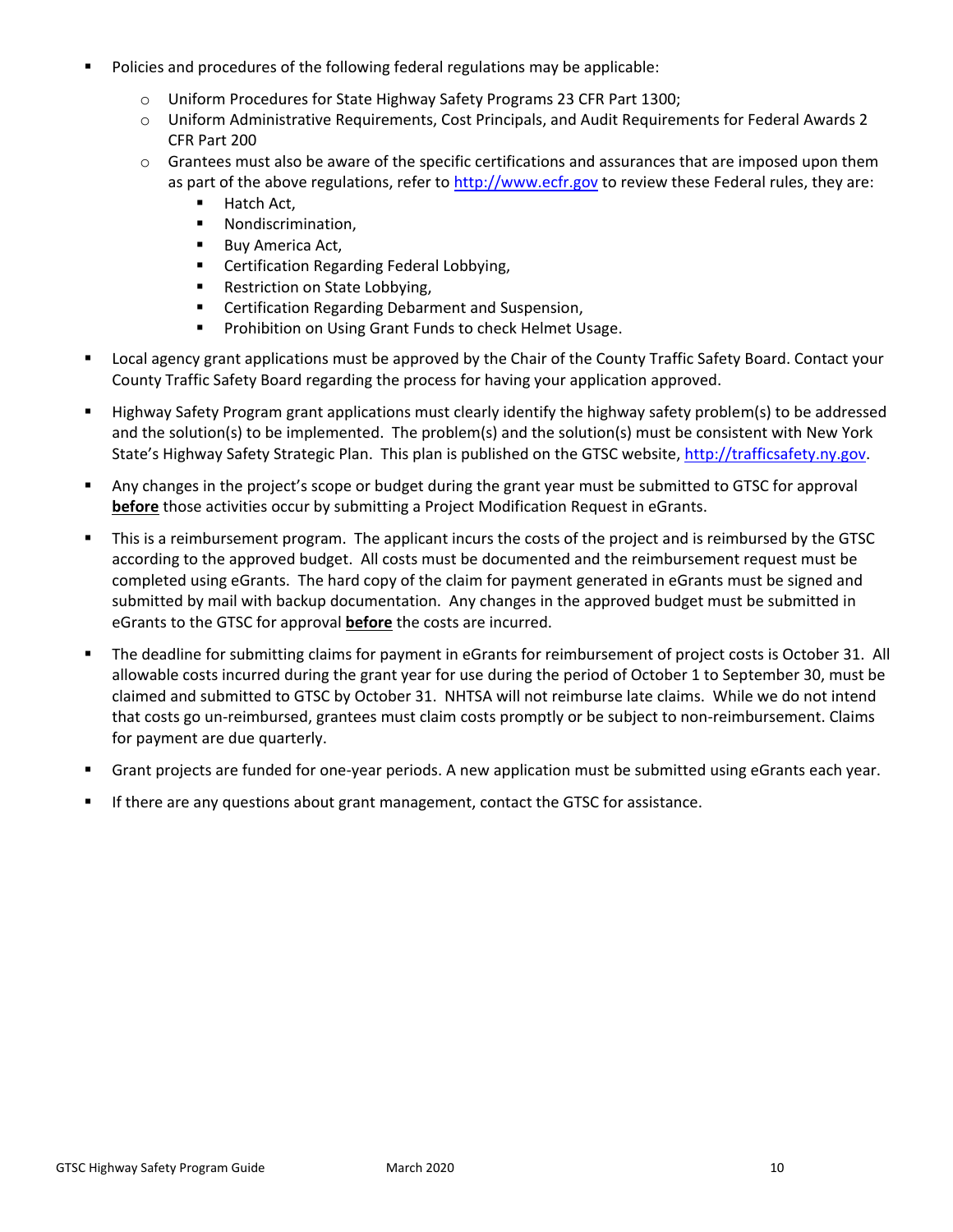- Policies and procedures of the following federal regulations may be applicable:
  - Uniform Procedures for State Highway Safety Programs 23 CFR Part 1300;
  - Uniform Administrative Requirements, Cost Principals, and Audit Requirements for Federal Awards 2 CFR Part 200
  - Grantees must also be aware of the specific certifications and assurances that are imposed upon them as part of the above regulations, refer to http://www.ecfr.gov to review these Federal rules, they are:
    - Hatch Act,
    - Nondiscrimination,
    - Buy America Act,
    - Certification Regarding Federal Lobbying,
    - Restriction on State Lobbying,
    - Certification Regarding Debarment and Suspension,
    - Prohibition on Using Grant Funds to check Helmet Usage.
- Local agency grant applications must be approved by the Chair of the County Traffic Safety Board. Contact your County Traffic Safety Board regarding the process for having your application approved.
- Highway Safety Program grant applications must clearly identify the highway safety problem(s) to be addressed and the solution(s) to be implemented. The problem(s) and the solution(s) must be consistent with New York State's Highway Safety Strategic Plan. This plan is published on the GTSC website, http://trafficsafety.ny.gov.
- Any changes in the project's scope or budget during the grant year must be submitted to GTSC for approval **before** those activities occur by submitting a Project Modification Request in eGrants.
- This is a reimbursement program. The applicant incurs the costs of the project and is reimbursed by the GTSC according to the approved budget. All costs must be documented and the reimbursement request must be completed using eGrants. The hard copy of the claim for payment generated in eGrants must be signed and submitted by mail with backup documentation. Any changes in the approved budget must be submitted in eGrants to the GTSC for approval **before** the costs are incurred.
- The deadline for submitting claims for payment in eGrants for reimbursement of project costs is October 31. All allowable costs incurred during the grant year for use during the period of October 1 to September 30, must be claimed and submitted to GTSC by October 31. NHTSA will not reimburse late claims. While we do not intend that costs go un-reimbursed, grantees must claim costs promptly or be subject to non-reimbursement. Claims for payment are due quarterly.
- Grant projects are funded for one-year periods. A new application must be submitted using eGrants each year.
- If there are any questions about grant management, contact the GTSC for assistance.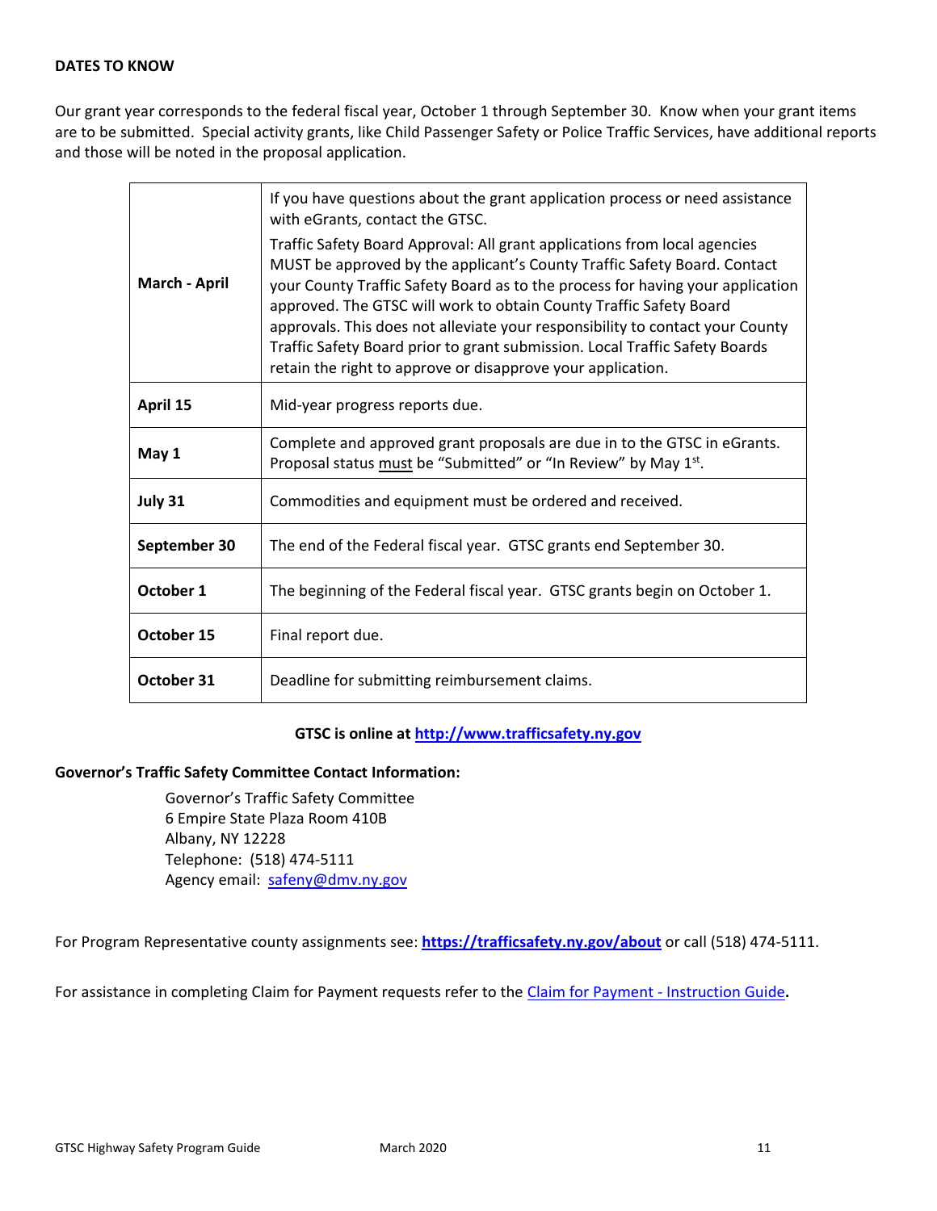## DATES TO KNOW

Our grant year corresponds to the federal fiscal year, October 1 through September 30. Know when your grant items are to be submitted. Special activity grants, like Child Passenger Safety or Police Traffic Services, have additional reports and those will be noted in the proposal application.

| | |
|---|---|
| **March - April** | If you have questions about the grant application process or need assistance with eGrants, contact the GTSC.<br><br>Traffic Safety Board Approval: All grant applications from local agencies MUST be approved by the applicant's County Traffic Safety Board. Contact your County Traffic Safety Board as to the process for having your application approved. The GTSC will work to obtain County Traffic Safety Board approvals. This does not alleviate your responsibility to contact your County Traffic Safety Board prior to grant submission. Local Traffic Safety Boards retain the right to approve or disapprove your application. |
| **April 15** | Mid-year progress reports due. |
| **May 1** | Complete and approved grant proposals are due in to the GTSC in eGrants. Proposal status must be "Submitted" or "In Review" by May 1st. |
| **July 31** | Commodities and equipment must be ordered and received. |
| **September 30** | The end of the Federal fiscal year. GTSC grants end September 30. |
| **October 1** | The beginning of the Federal fiscal year. GTSC grants begin on October 1. |
| **October 15** | Final report due. |
| **October 31** | Deadline for submitting reimbursement claims. |

**GTSC is online at http://www.trafficsafety.ny.gov**

**Governor's Traffic Safety Committee Contact Information:**

Governor's Traffic Safety Committee
6 Empire State Plaza Room 410B
Albany, NY 12228
Telephone: (518) 474-5111
Agency email: safeny@dmv.ny.gov

For Program Representative county assignments see: **https://trafficsafety.ny.gov/about** or call (518) 474-5111.

For assistance in completing Claim for Payment requests refer to the Claim for Payment - Instruction Guide**.**